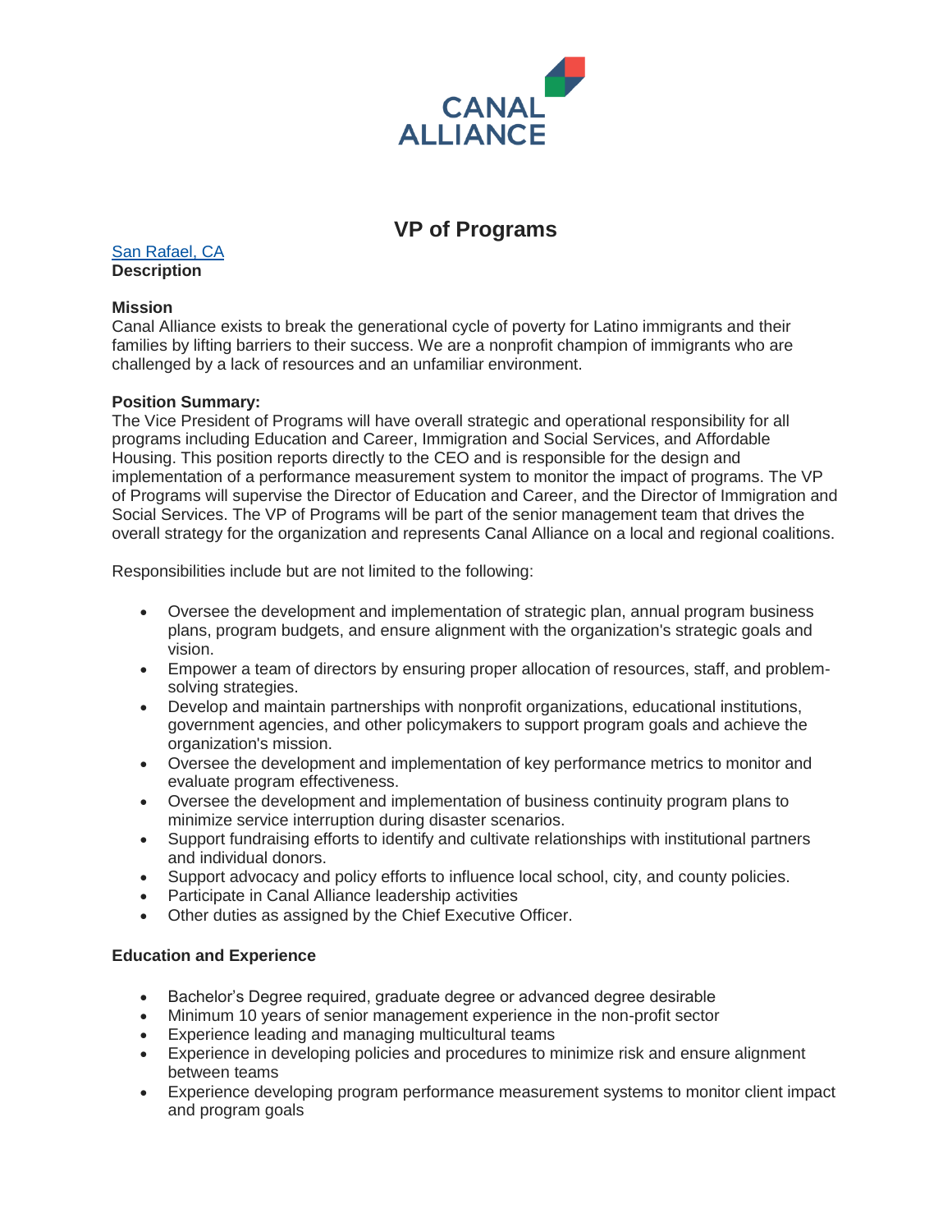CANAL ALLIANCE

# VP of Programs

[San Rafael, CA]

**Description**

**Mission**

Canal Alliance exists to break the generational cycle of poverty for Latino immigrants and their families by lifting barriers to their success. We are a nonprofit champion of immigrants who are challenged by a lack of resources and an unfamiliar environment.

**Position Summary:**

The Vice President of Programs will have overall strategic and operational responsibility for all programs including Education and Career, Immigration and Social Services, and Affordable Housing. This position reports directly to the CEO and is responsible for the design and implementation of a performance measurement system to monitor the impact of programs. The VP of Programs will supervise the Director of Education and Career, and the Director of Immigration and Social Services. The VP of Programs will be part of the senior management team that drives the overall strategy for the organization and represents Canal Alliance on a local and regional coalitions.

Responsibilities include but are not limited to the following:

- Oversee the development and implementation of strategic plan, annual program business plans, program budgets, and ensure alignment with the organization's strategic goals and vision.
- Empower a team of directors by ensuring proper allocation of resources, staff, and problem-solving strategies.
- Develop and maintain partnerships with nonprofit organizations, educational institutions, government agencies, and other policymakers to support program goals and achieve the organization's mission.
- Oversee the development and implementation of key performance metrics to monitor and evaluate program effectiveness.
- Oversee the development and implementation of business continuity program plans to minimize service interruption during disaster scenarios.
- Support fundraising efforts to identify and cultivate relationships with institutional partners and individual donors.
- Support advocacy and policy efforts to influence local school, city, and county policies.
- Participate in Canal Alliance leadership activities
- Other duties as assigned by the Chief Executive Officer.

**Education and Experience**

- Bachelor's Degree required, graduate degree or advanced degree desirable
- Minimum 10 years of senior management experience in the non-profit sector
- Experience leading and managing multicultural teams
- Experience in developing policies and procedures to minimize risk and ensure alignment between teams
- Experience developing program performance measurement systems to monitor client impact and program goals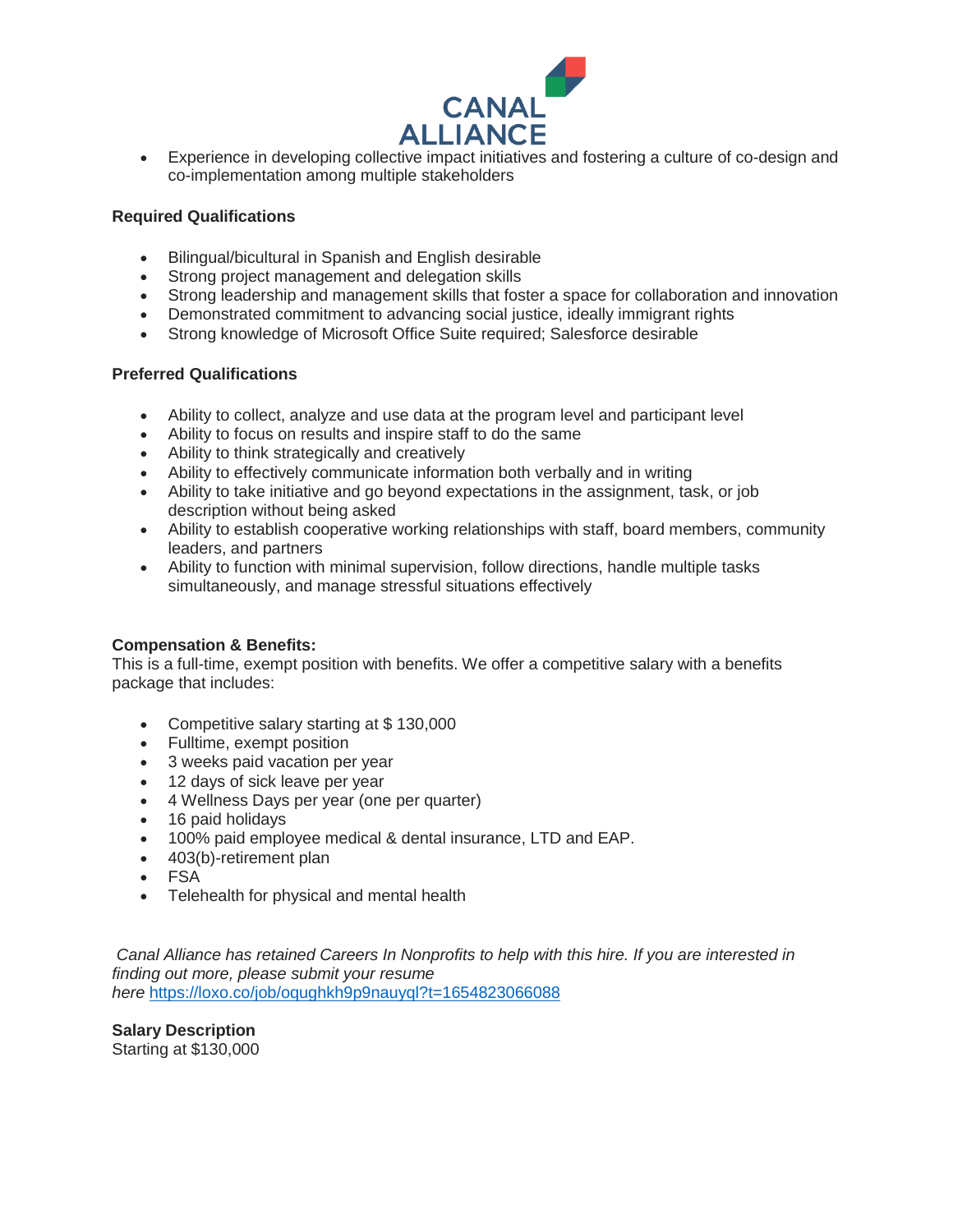- Experience in developing collective impact initiatives and fostering a culture of co-design and co-implementation among multiple stakeholders

**Required Qualifications**

- Bilingual/bicultural in Spanish and English desirable
- Strong project management and delegation skills
- Strong leadership and management skills that foster a space for collaboration and innovation
- Demonstrated commitment to advancing social justice, ideally immigrant rights
- Strong knowledge of Microsoft Office Suite required; Salesforce desirable

**Preferred Qualifications**

- Ability to collect, analyze and use data at the program level and participant level
- Ability to focus on results and inspire staff to do the same
- Ability to think strategically and creatively
- Ability to effectively communicate information both verbally and in writing
- Ability to take initiative and go beyond expectations in the assignment, task, or job description without being asked
- Ability to establish cooperative working relationships with staff, board members, community leaders, and partners
- Ability to function with minimal supervision, follow directions, handle multiple tasks simultaneously, and manage stressful situations effectively

**Compensation & Benefits:**
This is a full-time, exempt position with benefits. We offer a competitive salary with a benefits package that includes:

- Competitive salary starting at $ 130,000
- Fulltime, exempt position
- 3 weeks paid vacation per year
- 12 days of sick leave per year
- 4 Wellness Days per year (one per quarter)
- 16 paid holidays
- 100% paid employee medical & dental insurance, LTD and EAP.
- 403(b)-retirement plan
- FSA
- Telehealth for physical and mental health

*Canal Alliance has retained Careers In Nonprofits to help with this hire. If you are interested in finding out more, please submit your resume here* https://loxo.co/job/oqughkh9p9nauyql?t=1654823066088

**Salary Description**
Starting at $130,000